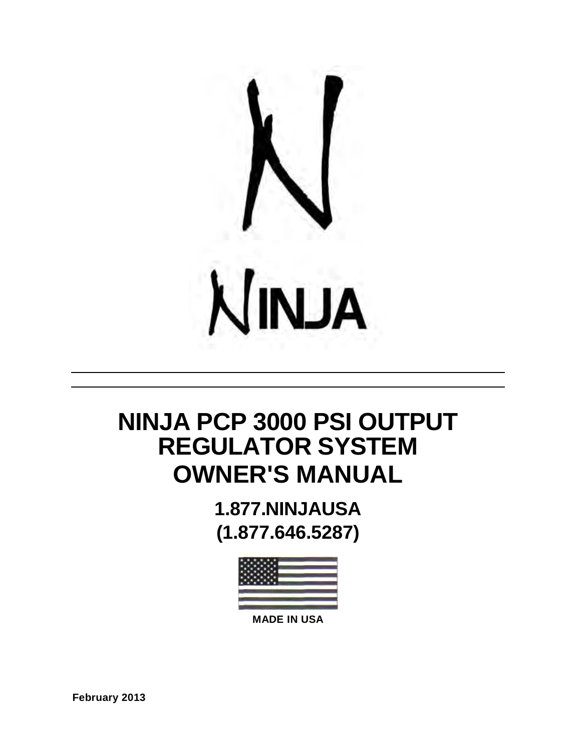# NINJA

---

# NINJA PCP 3000 PSI OUTPUT REGULATOR SYSTEM OWNER'S MANUAL

## 1.877.NINJAUSA
## (1.877.646.5287)

**MADE IN USA**

**February 2013**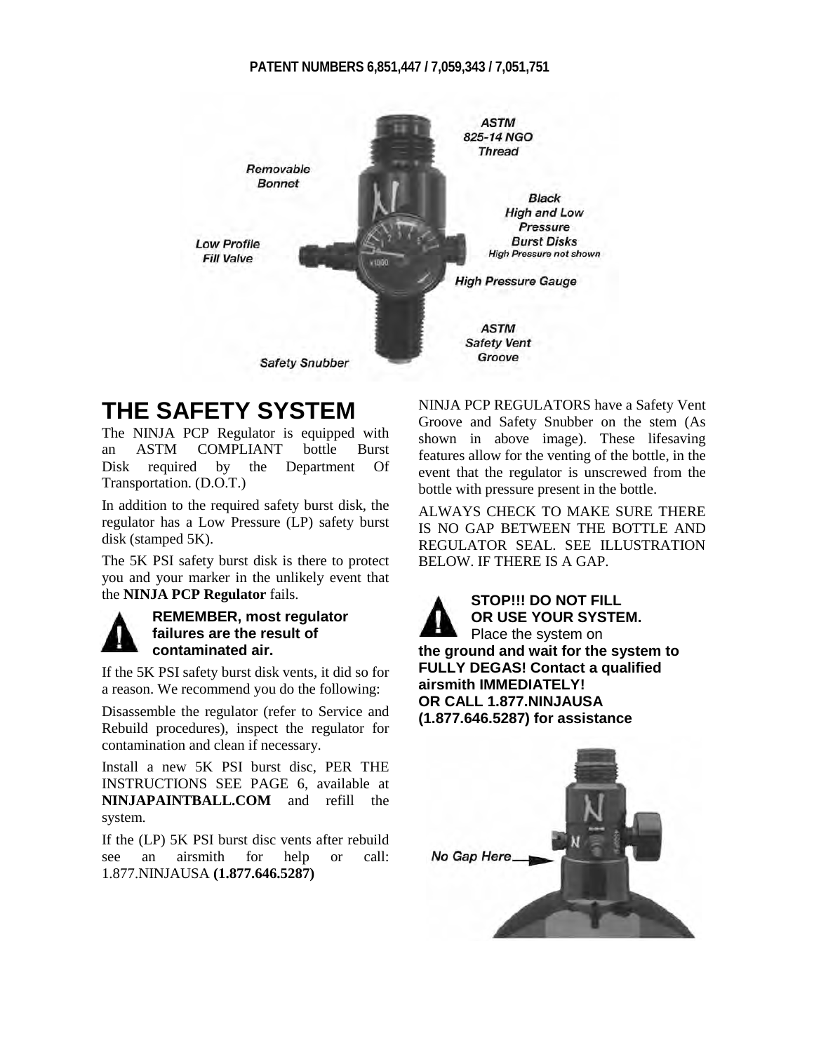**PATENT NUMBERS 6,851,447 / 7,059,343 / 7,051,751**

# THE SAFETY SYSTEM

The NINJA PCP Regulator is equipped with an ASTM COMPLIANT bottle Burst Disk required by the Department Of Transportation. (D.O.T.)

In addition to the required safety burst disk, the regulator has a Low Pressure (LP) safety burst disk (stamped 5K).

The 5K PSI safety burst disk is there to protect you and your marker in the unlikely event that the **NINJA PCP Regulator** fails.

**REMEMBER, most regulator failures are the result of contaminated air.**

If the 5K PSI safety burst disk vents, it did so for a reason. We recommend you do the following:

Disassemble the regulator (refer to Service and Rebuild procedures), inspect the regulator for contamination and clean if necessary.

Install a new 5K PSI burst disc, PER THE INSTRUCTIONS SEE PAGE 6, available at **NINJAPAINTBALL.COM** and refill the system.

If the (LP) 5K PSI burst disc vents after rebuild see an airsmith for help or call: 1.877.NINJAUSA **(1.877.646.5287)**

NINJA PCP REGULATORS have a Safety Vent Groove and Safety Snubber on the stem (As shown in above image). These lifesaving features allow for the venting of the bottle, in the event that the regulator is unscrewed from the bottle with pressure present in the bottle.

ALWAYS CHECK TO MAKE SURE THERE IS NO GAP BETWEEN THE BOTTLE AND REGULATOR SEAL. SEE ILLUSTRATION BELOW. IF THERE IS A GAP.

**STOP!!! DO NOT FILL OR USE YOUR SYSTEM.** Place the system on **the ground and wait for the system to FULLY DEGAS! Contact a qualified airsmith IMMEDIATELY! OR CALL 1.877.NINJAUSA (1.877.646.5287) for assistance**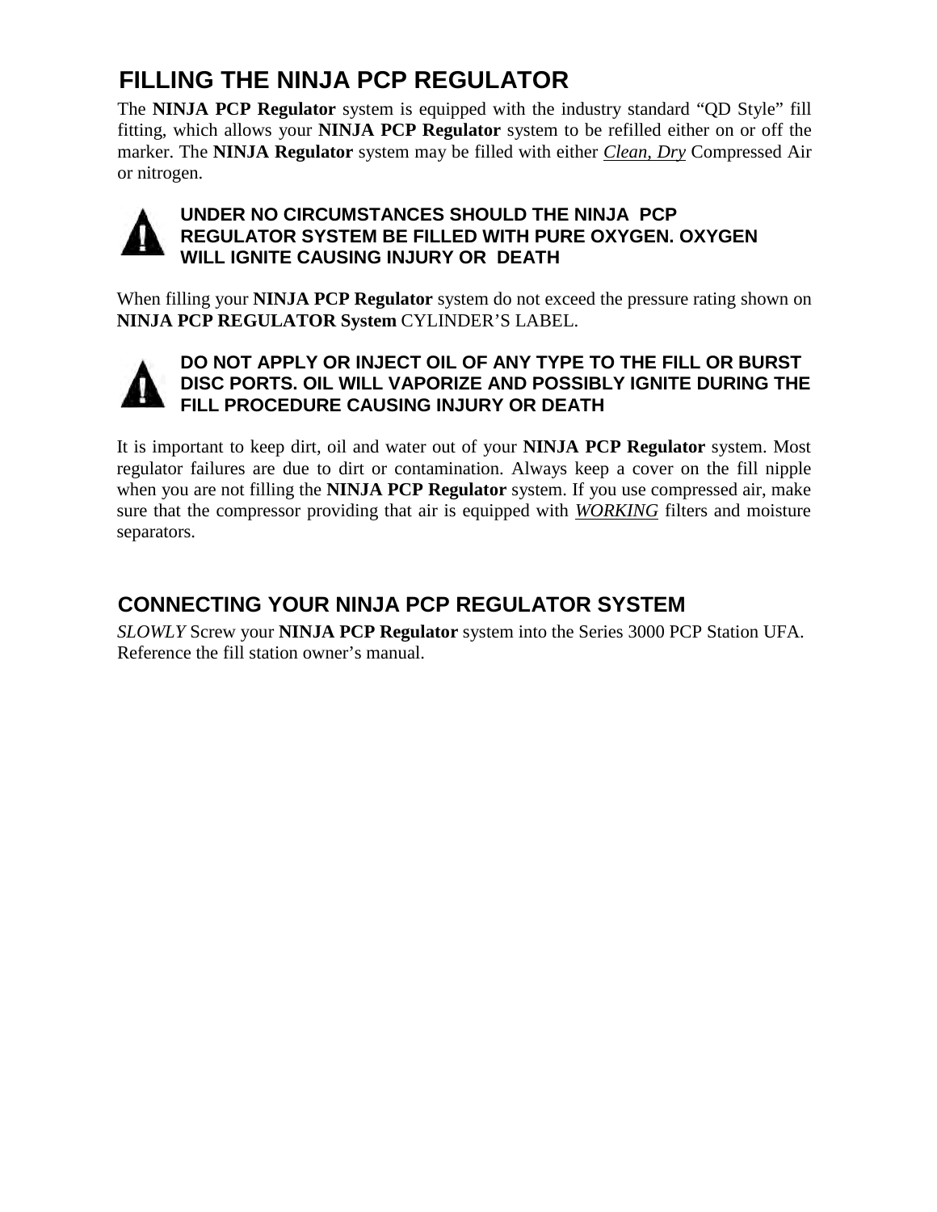## FILLING THE NINJA PCP REGULATOR

The **NINJA PCP Regulator** system is equipped with the industry standard "QD Style" fill fitting, which allows your **NINJA PCP Regulator** system to be refilled either on or off the marker. The **NINJA Regulator** system may be filled with either *Clean, Dry* Compressed Air or nitrogen.

**UNDER NO CIRCUMSTANCES SHOULD THE NINJA PCP REGULATOR SYSTEM BE FILLED WITH PURE OXYGEN. OXYGEN WILL IGNITE CAUSING INJURY OR DEATH**

When filling your **NINJA PCP Regulator** system do not exceed the pressure rating shown on **NINJA PCP REGULATOR System** CYLINDER'S LABEL.

**DO NOT APPLY OR INJECT OIL OF ANY TYPE TO THE FILL OR BURST DISC PORTS. OIL WILL VAPORIZE AND POSSIBLY IGNITE DURING THE FILL PROCEDURE CAUSING INJURY OR DEATH**

It is important to keep dirt, oil and water out of your **NINJA PCP Regulator** system. Most regulator failures are due to dirt or contamination. Always keep a cover on the fill nipple when you are not filling the **NINJA PCP Regulator** system. If you use compressed air, make sure that the compressor providing that air is equipped with *WORKING* filters and moisture separators.

## CONNECTING YOUR NINJA PCP REGULATOR SYSTEM

*SLOWLY* Screw your **NINJA PCP Regulator** system into the Series 3000 PCP Station UFA. Reference the fill station owner's manual.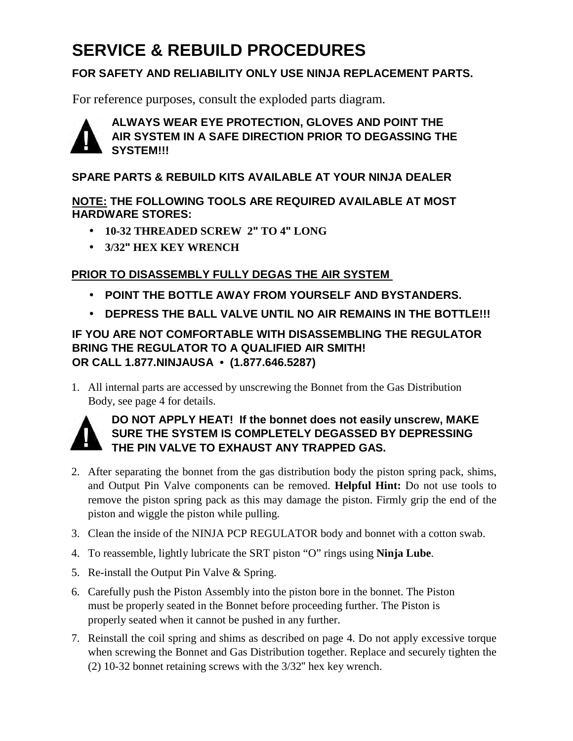# SERVICE & REBUILD PROCEDURES

**FOR SAFETY AND RELIABILITY ONLY USE NINJA REPLACEMENT PARTS.**

For reference purposes, consult the exploded parts diagram.

**ALWAYS WEAR EYE PROTECTION, GLOVES AND POINT THE AIR SYSTEM IN A SAFE DIRECTION PRIOR TO DEGASSING THE SYSTEM!!!**

**SPARE PARTS & REBUILD KITS AVAILABLE AT YOUR NINJA DEALER**

**NOTE: THE FOLLOWING TOOLS ARE REQUIRED AVAILABLE AT MOST HARDWARE STORES:**

- **10-32 THREADED SCREW 2" TO 4" LONG**
- **3/32" HEX KEY WRENCH**

**PRIOR TO DISASSEMBLY FULLY DEGAS THE AIR SYSTEM**

- **POINT THE BOTTLE AWAY FROM YOURSELF AND BYSTANDERS.**
- **DEPRESS THE BALL VALVE UNTIL NO AIR REMAINS IN THE BOTTLE!!!**

**IF YOU ARE NOT COMFORTABLE WITH DISASSEMBLING THE REGULATOR BRING THE REGULATOR TO A QUALIFIED AIR SMITH!**
**OR CALL 1.877.NINJAUSA • (1.877.646.5287)**

1. All internal parts are accessed by unscrewing the Bonnet from the Gas Distribution Body, see page 4 for details.

   **DO NOT APPLY HEAT! If the bonnet does not easily unscrew, MAKE SURE THE SYSTEM IS COMPLETELY DEGASSED BY DEPRESSING THE PIN VALVE TO EXHAUST ANY TRAPPED GAS.**

2. After separating the bonnet from the gas distribution body the piston spring pack, shims, and Output Pin Valve components can be removed. **Helpful Hint:** Do not use tools to remove the piston spring pack as this may damage the piston. Firmly grip the end of the piston and wiggle the piston while pulling.
3. Clean the inside of the NINJA PCP REGULATOR body and bonnet with a cotton swab.
4. To reassemble, lightly lubricate the SRT piston "O" rings using **Ninja Lube**.
5. Re-install the Output Pin Valve & Spring.
6. Carefully push the Piston Assembly into the piston bore in the bonnet. The Piston must be properly seated in the Bonnet before proceeding further. The Piston is properly seated when it cannot be pushed in any further.
7. Reinstall the coil spring and shims as described on page 4. Do not apply excessive torque when screwing the Bonnet and Gas Distribution together. Replace and securely tighten the (2) 10-32 bonnet retaining screws with the 3/32" hex key wrench.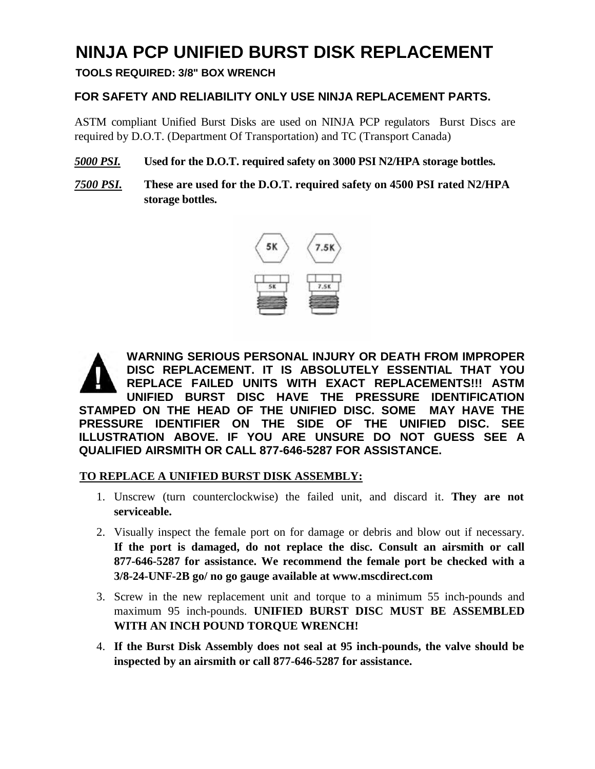# NINJA PCP UNIFIED BURST DISK REPLACEMENT

**TOOLS REQUIRED: 3/8" BOX WRENCH**

**FOR SAFETY AND RELIABILITY ONLY USE NINJA REPLACEMENT PARTS.**

ASTM compliant Unified Burst Disks are used on NINJA PCP regulators Burst Discs are required by D.O.T. (Department Of Transportation) and TC (Transport Canada)

***5000 PSI.*** **Used for the D.O.T. required safety on 3000 PSI N2/HPA storage bottles.**

***7500 PSI.*** **These are used for the D.O.T. required safety on 4500 PSI rated N2/HPA storage bottles.**

**WARNING SERIOUS PERSONAL INJURY OR DEATH FROM IMPROPER DISC REPLACEMENT. IT IS ABSOLUTELY ESSENTIAL THAT YOU REPLACE FAILED UNITS WITH EXACT REPLACEMENTS!!! ASTM UNIFIED BURST DISC HAVE THE PRESSURE IDENTIFICATION STAMPED ON THE HEAD OF THE UNIFIED DISC. SOME MAY HAVE THE PRESSURE IDENTIFIER ON THE SIDE OF THE UNIFIED DISC. SEE ILLUSTRATION ABOVE. IF YOU ARE UNSURE DO NOT GUESS SEE A QUALIFIED AIRSMITH OR CALL 877-646-5287 FOR ASSISTANCE.**

**TO REPLACE A UNIFIED BURST DISK ASSEMBLY:**

1. Unscrew (turn counterclockwise) the failed unit, and discard it. **They are not serviceable.**
2. Visually inspect the female port on for damage or debris and blow out if necessary. **If the port is damaged, do not replace the disc. Consult an airsmith or call 877-646-5287 for assistance. We recommend the female port be checked with a 3/8-24-UNF-2B go/ no go gauge available at www.mscdirect.com**
3. Screw in the new replacement unit and torque to a minimum 55 inch-pounds and maximum 95 inch-pounds. **UNIFIED BURST DISC MUST BE ASSEMBLED WITH AN INCH POUND TORQUE WRENCH!**
4. **If the Burst Disk Assembly does not seal at 95 inch-pounds, the valve should be inspected by an airsmith or call 877-646-5287 for assistance.**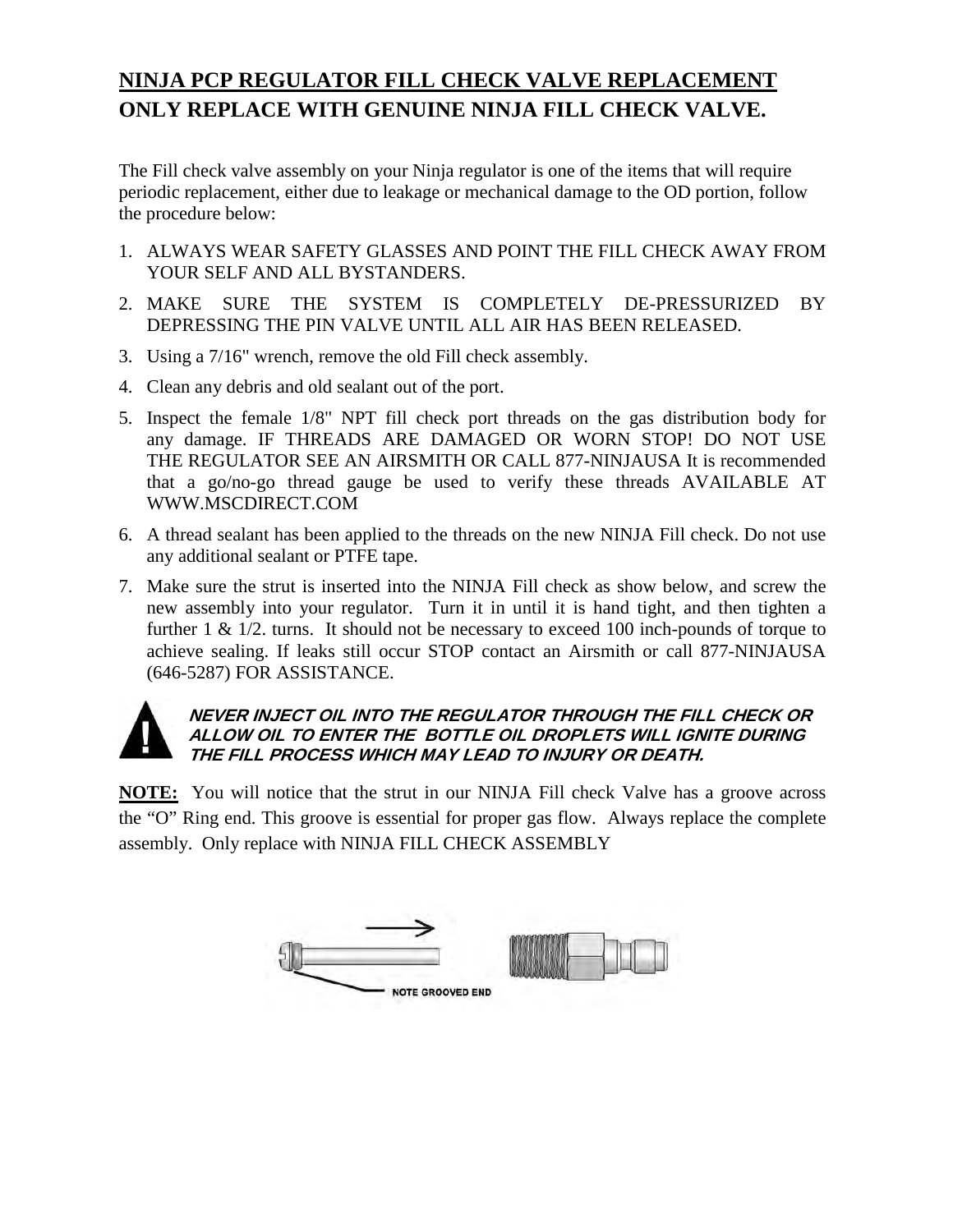## NINJA PCP REGULATOR FILL CHECK VALVE REPLACEMENT

## ONLY REPLACE WITH GENUINE NINJA FILL CHECK VALVE.

The Fill check valve assembly on your Ninja regulator is one of the items that will require periodic replacement, either due to leakage or mechanical damage to the OD portion, follow the procedure below:

1. ALWAYS WEAR SAFETY GLASSES AND POINT THE FILL CHECK AWAY FROM YOUR SELF AND ALL BYSTANDERS.
2. MAKE SURE THE SYSTEM IS COMPLETELY DE-PRESSURIZED BY DEPRESSING THE PIN VALVE UNTIL ALL AIR HAS BEEN RELEASED.
3. Using a 7/16" wrench, remove the old Fill check assembly.
4. Clean any debris and old sealant out of the port.
5. Inspect the female 1/8" NPT fill check port threads on the gas distribution body for any damage. IF THREADS ARE DAMAGED OR WORN STOP! DO NOT USE THE REGULATOR SEE AN AIRSMITH OR CALL 877-NINJAUSA It is recommended that a go/no-go thread gauge be used to verify these threads AVAILABLE AT WWW.MSCDIRECT.COM
6. A thread sealant has been applied to the threads on the new NINJA Fill check. Do not use any additional sealant or PTFE tape.
7. Make sure the strut is inserted into the NINJA Fill check as show below, and screw the new assembly into your regulator. Turn it in until it is hand tight, and then tighten a further 1 & 1/2. turns. It should not be necessary to exceed 100 inch-pounds of torque to achieve sealing. If leaks still occur STOP contact an Airsmith or call 877-NINJAUSA (646-5287) FOR ASSISTANCE.

***NEVER INJECT OIL INTO THE REGULATOR THROUGH THE FILL CHECK OR ALLOW OIL TO ENTER THE BOTTLE OIL DROPLETS WILL IGNITE DURING THE FILL PROCESS WHICH MAY LEAD TO INJURY OR DEATH.***

**NOTE:** You will notice that the strut in our NINJA Fill check Valve has a groove across the "O" Ring end. This groove is essential for proper gas flow. Always replace the complete assembly. Only replace with NINJA FILL CHECK ASSEMBLY

NOTE GROOVED END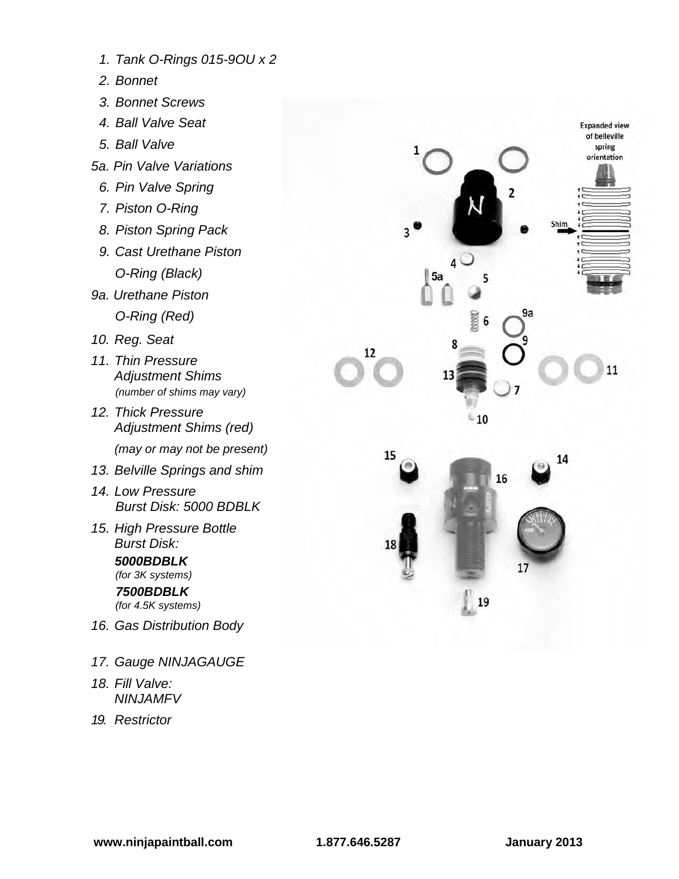1. *Tank O-Rings 015-9OU x 2*
2. *Bonnet*
3. *Bonnet Screws*
4. *Ball Valve Seat*
5. *Ball Valve*

5a. *Pin Valve Variations*

6. *Pin Valve Spring*
7. *Piston O-Ring*
8. *Piston Spring Pack*
9. *Cast Urethane Piston O-Ring (Black)*

9a. *Urethane Piston O-Ring (Red)*

10. *Reg. Seat*
11. *Thin Pressure Adjustment Shims* *(number of shims may vary)*
12. *Thick Pressure Adjustment Shims (red)* *(may or may not be present)*
13. *Belville Springs and shim*
14. *Low Pressure Burst Disk: 5000 BDBLK*
15. *High Pressure Bottle Burst Disk:*
    ***5000BDBLK*** *(for 3K systems)*
    ***7500BDBLK*** *(for 4.5K systems)*
16. *Gas Distribution Body*
17. *Gauge NINJAGAUGE*
18. *Fill Valve: NINJAMFV*
19. *Restrictor*

Expanded view of belleville spring orientation

Shim

1
2
3
4
5a
5
6
9a
9
8
12
13
11
7
10
15
16
14
18
17
19

**www.ninjapaintball.com** **1.877.646.5287** **January 2013**